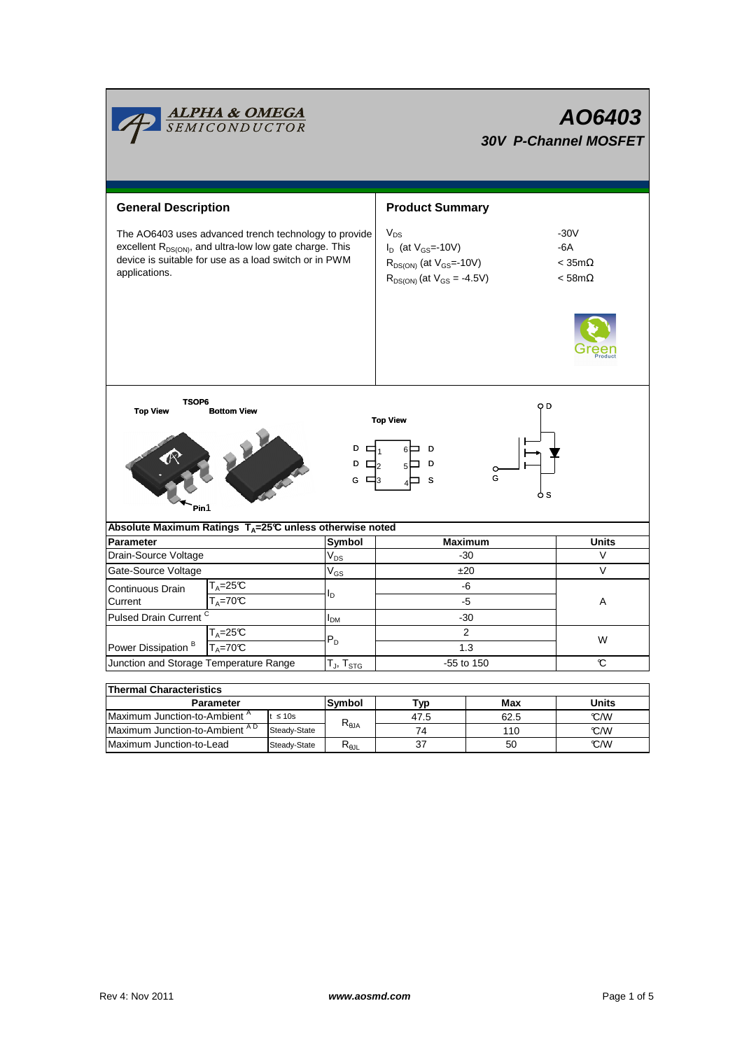# AO6403

## 30V P-Channel MOSFET

## General Description

The AO6403 uses advanced trench technology to provide excellent $R_{DS(ON)}$, and ultra-low low gate charge. This device is suitable for use as a load switch or in PWM applications.

## Product Summary

| | |
|---|---|
| $V_{DS}$ | -30V |
| $I_D$ (at $V_{GS}$=-10V) | -6A |
| $R_{DS(ON)}$ (at $V_{GS}$=-10V) | < 35mΩ |
| $R_{DS(ON)}$ (at $V_{GS}$ = -4.5V) | < 58mΩ |

TSOP6

Top View    Bottom View

Pin1

Top View

| | | | |
|---|---|---|---|
| D | 1 | 6 | D |
| D | 2 | 5 | D |
| G | 3 | 4 | S |

D, G, S

### Absolute Maximum Ratings $T_A$=25℃ unless otherwise noted

| Parameter | | Symbol | Maximum | Units |
|---|---|---|---|---|
| Drain-Source Voltage | | $V_{DS}$ | -30 | V |
| Gate-Source Voltage | | $V_{GS}$ | ±20 | V |
| Continuous Drain Current | $T_A$=25℃ | $I_D$ | -6 | A |
| | $T_A$=70℃ | | -5 | |
| Pulsed Drain Current [C] | | $I_{DM}$ | -30 | |
| Power Dissipation [B] | $T_A$=25℃ | $P_D$ | 2 | W |
| | $T_A$=70℃ | | 1.3 | |
| Junction and Storage Temperature Range | | $T_J$, $T_{STG}$ | -55 to 150 | ℃ |

### Thermal Characteristics

| Parameter | | Symbol | Typ | Max | Units |
|---|---|---|---|---|---|
| Maximum Junction-to-Ambient [A] | t ≤ 10s | $R_{\theta JA}$ | 47.5 | 62.5 | ℃/W |
| Maximum Junction-to-Ambient [A D] | Steady-State | | 74 | 110 | ℃/W |
| Maximum Junction-to-Lead | Steady-State | $R_{\theta JL}$ | 37 | 50 | ℃/W |

Rev 4: Nov 2011    www.aosmd.com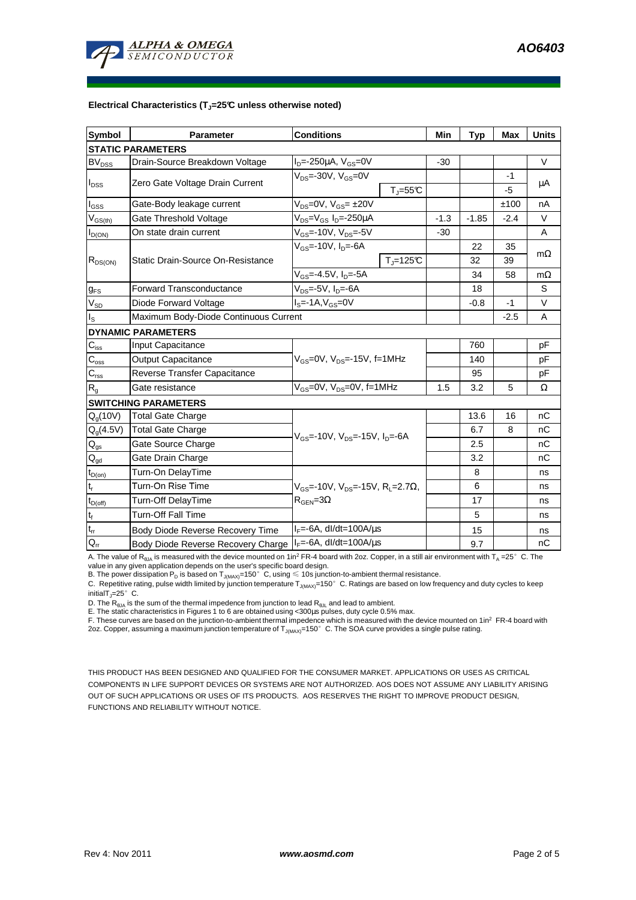**Electrical Characteristics ($T_J$=25°C unless otherwise noted)**

| Symbol | Parameter | Conditions | | Min | Typ | Max | Units |
|---|---|---|---|---|---|---|---|
| **STATIC PARAMETERS** | | | | | | | |
| $BV_{DSS}$ | Drain-Source Breakdown Voltage | $I_D$=-250µA, $V_{GS}$=0V | | -30 | | | V |
| $I_{DSS}$ | Zero Gate Voltage Drain Current | $V_{DS}$=-30V, $V_{GS}$=0V | | | | -1 | µA |
| | | | $T_J$=55°C | | | -5 | |
| $I_{GSS}$ | Gate-Body leakage current | $V_{DS}$=0V, $V_{GS}$= ±20V | | | | ±100 | nA |
| $V_{GS(th)}$ | Gate Threshold Voltage | $V_{DS}$=$V_{GS}$ $I_D$=-250µA | | -1.3 | -1.85 | -2.4 | V |
| $I_{D(ON)}$ | On state drain current | $V_{GS}$=-10V, $V_{DS}$=-5V | | -30 | | | A |
| $R_{DS(ON)}$ | Static Drain-Source On-Resistance | $V_{GS}$=-10V, $I_D$=-6A | | | 22 | 35 | mΩ |
| | | | $T_J$=125°C | | 32 | 39 | |
| | | $V_{GS}$=-4.5V, $I_D$=-5A | | | 34 | 58 | mΩ |
| $g_{FS}$ | Forward Transconductance | $V_{DS}$=-5V, $I_D$=-6A | | | 18 | | S |
| $V_{SD}$ | Diode Forward Voltage | $I_S$=-1A,$V_{GS}$=0V | | | -0.8 | -1 | V |
| $I_S$ | Maximum Body-Diode Continuous Current | | | | | -2.5 | A |
| **DYNAMIC PARAMETERS** | | | | | | | |
| $C_{iss}$ | Input Capacitance | $V_{GS}$=0V, $V_{DS}$=-15V, f=1MHz | | | 760 | | pF |
| $C_{oss}$ | Output Capacitance | | | | 140 | | pF |
| $C_{rss}$ | Reverse Transfer Capacitance | | | | 95 | | pF |
| $R_g$ | Gate resistance | $V_{GS}$=0V, $V_{DS}$=0V, f=1MHz | | 1.5 | 3.2 | 5 | Ω |
| **SWITCHING PARAMETERS** | | | | | | | |
| $Q_g$(10V) | Total Gate Charge | $V_{GS}$=-10V, $V_{DS}$=-15V, $I_D$=-6A | | | 13.6 | 16 | nC |
| $Q_g$(4.5V) | Total Gate Charge | | | | 6.7 | 8 | nC |
| $Q_{gs}$ | Gate Source Charge | | | | 2.5 | | nC |
| $Q_{gd}$ | Gate Drain Charge | | | | 3.2 | | nC |
| $t_{D(on)}$ | Turn-On DelayTime | $V_{GS}$=-10V, $V_{DS}$=-15V, $R_L$=2.7Ω, $R_{GEN}$=3Ω | | | 8 | | ns |
| $t_r$ | Turn-On Rise Time | | | | 6 | | ns |
| $t_{D(off)}$ | Turn-Off DelayTime | | | | 17 | | ns |
| $t_f$ | Turn-Off Fall Time | | | | 5 | | ns |
| $t_{rr}$ | Body Diode Reverse Recovery Time | $I_F$=-6A, dI/dt=100A/µs | | | 15 | | ns |
| $Q_{rr}$ | Body Diode Reverse Recovery Charge | $I_F$=-6A, dI/dt=100A/µs | | | 9.7 | | nC |

A. The value of $R_{\theta JA}$ is measured with the device mounted on 1in² FR-4 board with 2oz. Copper, in a still air environment with $T_A$ =25° C. The value in any given application depends on the user's specific board design.

B. The power dissipation $P_D$ is based on $T_{J(MAX)}$=150° C, using ≤ 10s junction-to-ambient thermal resistance.

C. Repetitive rating, pulse width limited by junction temperature $T_{J(MAX)}$=150° C. Ratings are based on low frequency and duty cycles to keep initial$T_J$=25° C.

D. The $R_{\theta JA}$ is the sum of the thermal impedence from junction to lead $R_{\theta JL}$ and lead to ambient.

E. The static characteristics in Figures 1 to 6 are obtained using <300µs pulses, duty cycle 0.5% max.

F. These curves are based on the junction-to-ambient thermal impedence which is measured with the device mounted on 1in² FR-4 board with 2oz. Copper, assuming a maximum junction temperature of $T_{J(MAX)}$=150° C. The SOA curve provides a single pulse rating.

THIS PRODUCT HAS BEEN DESIGNED AND QUALIFIED FOR THE CONSUMER MARKET. APPLICATIONS OR USES AS CRITICAL COMPONENTS IN LIFE SUPPORT DEVICES OR SYSTEMS ARE NOT AUTHORIZED. AOS DOES NOT ASSUME ANY LIABILITY ARISING OUT OF SUCH APPLICATIONS OR USES OF ITS PRODUCTS. AOS RESERVES THE RIGHT TO IMPROVE PRODUCT DESIGN, FUNCTIONS AND RELIABILITY WITHOUT NOTICE.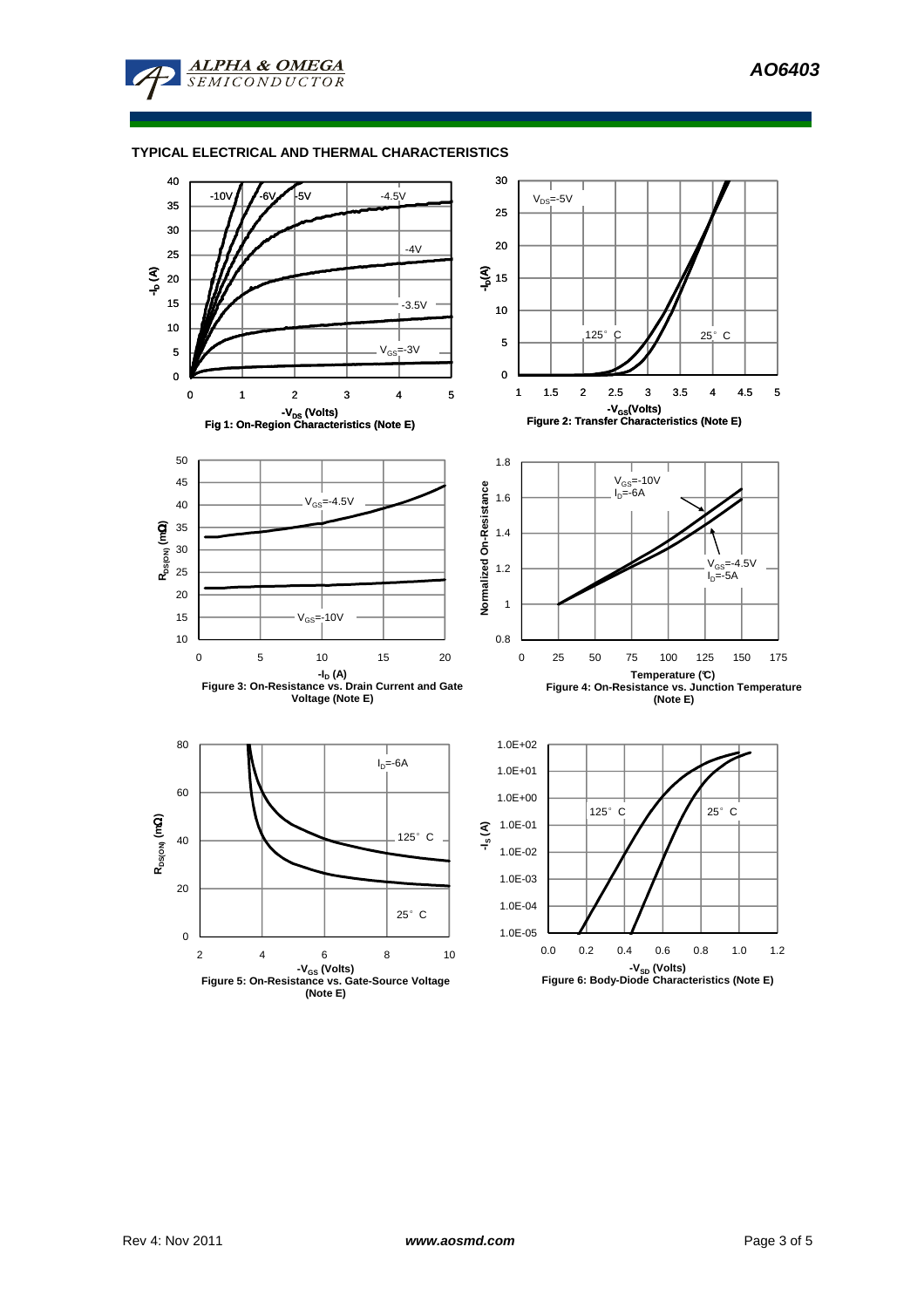## TYPICAL ELECTRICAL AND THERMAL CHARACTERISTICS

Fig 1: On-Region Characteristics (Note E)

Figure 2: Transfer Characteristics (Note E)

Figure 3: On-Resistance vs. Drain Current and Gate Voltage (Note E)

Figure 4: On-Resistance vs. Junction Temperature (Note E)

Figure 5: On-Resistance vs. Gate-Source Voltage (Note E)

Figure 6: Body-Diode Characteristics (Note E)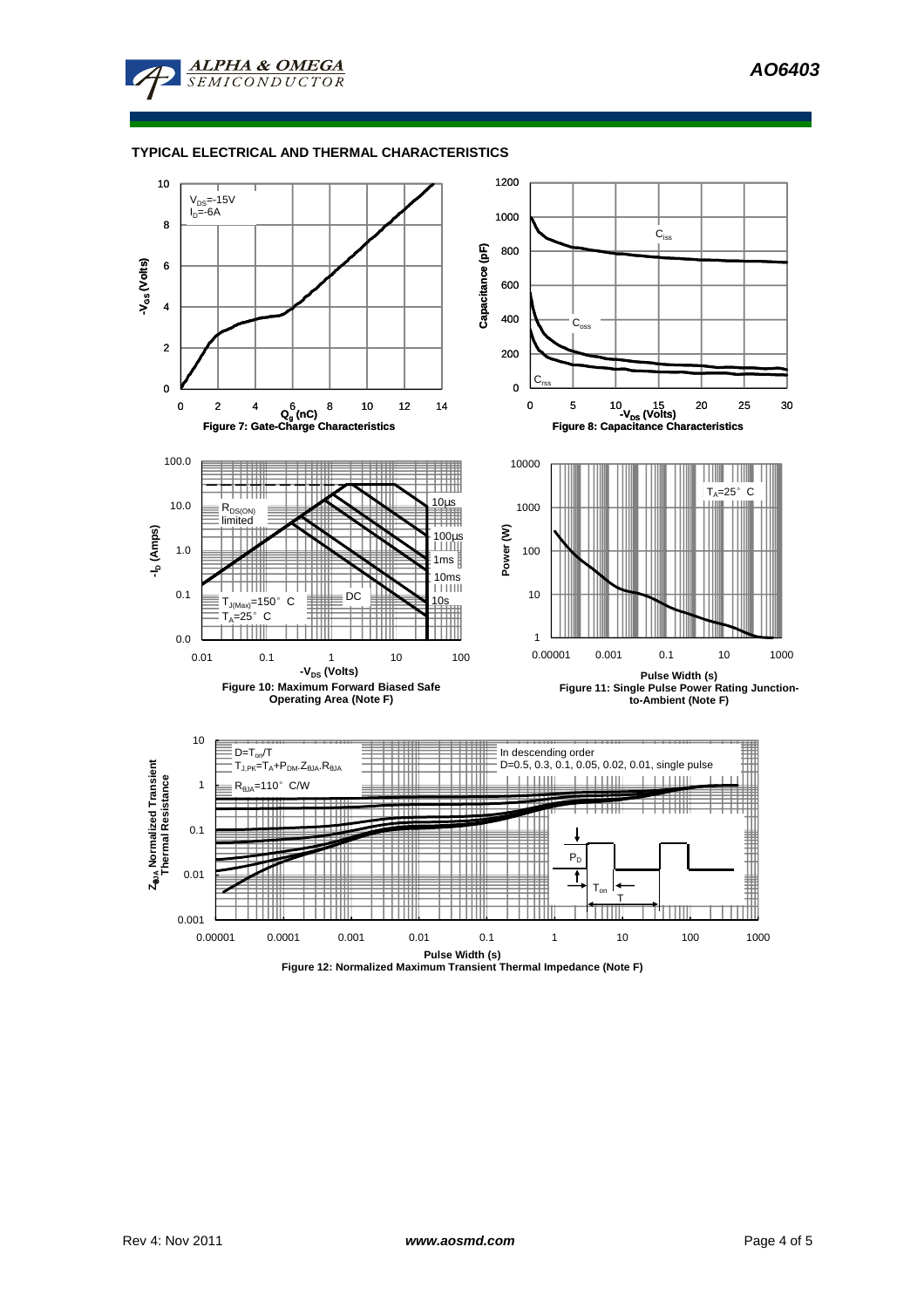## TYPICAL ELECTRICAL AND THERMAL CHARACTERISTICS

$V_{DS}$=-15V
$I_D$=-6A

**Figure 7: Gate-Charge Characteristics**

**Figure 8: Capacitance Characteristics**

$R_{DS(ON)}$ limited

10µs, 100µs, 1ms, 10ms, 10s, DC

$T_{J(Max)}$=150°C
$T_A$=25°C

**Figure 10: Maximum Forward Biased Safe Operating Area (Note F)**

$T_A$=25°C

**Figure 11: Single Pulse Power Rating Junction-to-Ambient (Note F)**

$D=T_{on}/T$
$T_{J,PK}=T_A+P_{DM}.Z_{\theta JA}.R_{\theta JA}$
$R_{\theta JA}$=110°C/W

In descending order
D=0.5, 0.3, 0.1, 0.05, 0.02, 0.01, single pulse

**Figure 12: Normalized Maximum Transient Thermal Impedance (Note F)**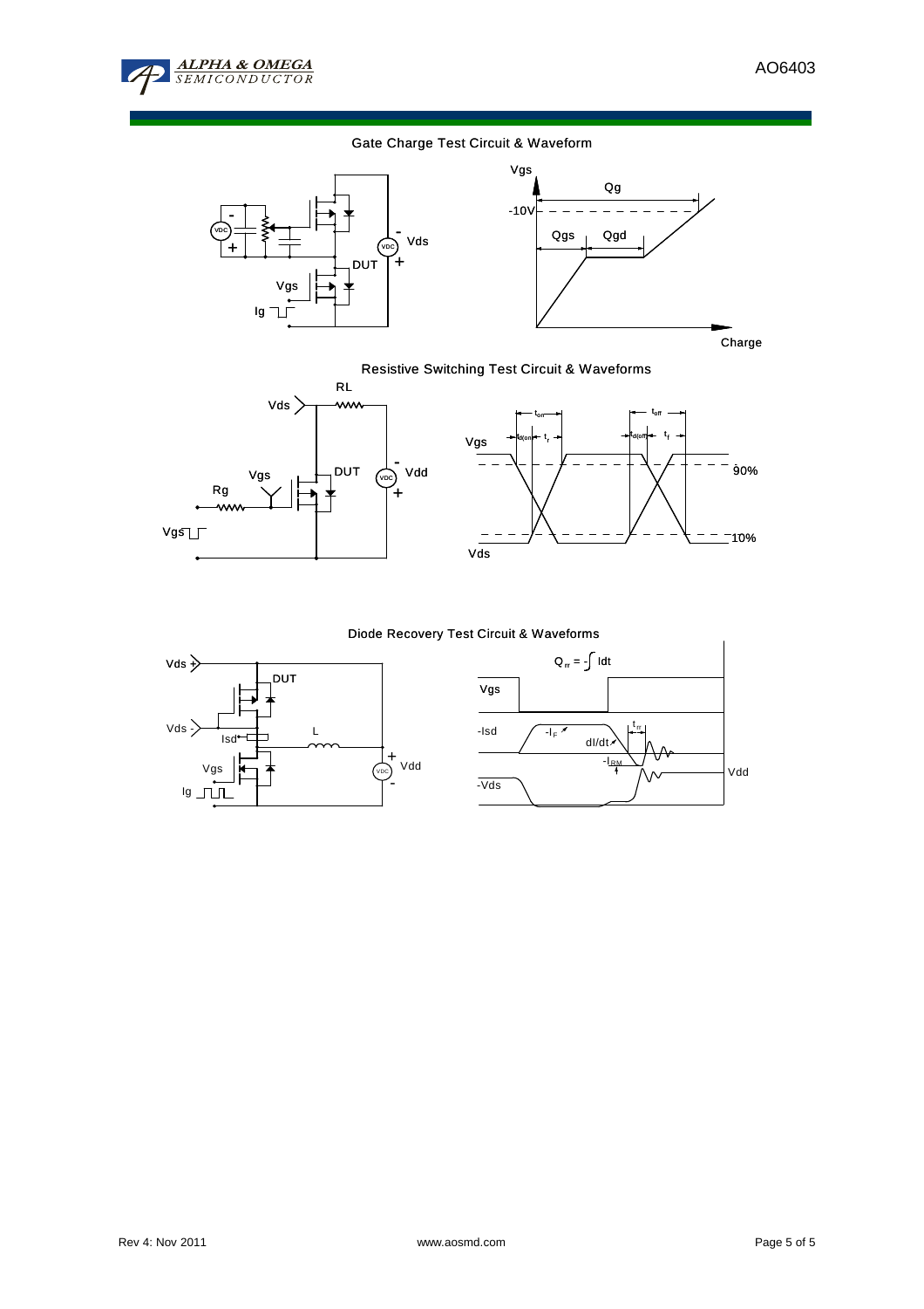## Gate Charge Test Circuit & Waveform

VDC

Vgs

Ig

DUT

VDC

Vds

Vgs

Qg

-10V

Qgs

Qgd

Charge

## Resistive Switching Test Circuit & Waveforms

RL

Vds

Vgs

Rg

Vgs

DUT

VDC

Vdd

$t_{on}$

$t_{d(on)}$

$t_r$

$t_{off}$

$t_{d(off)}$

$t_f$

Vgs

90%

10%

Vds

## Diode Recovery Test Circuit & Waveforms

Vds +

DUT

Vds -

Isd

L

Vgs

Ig

VDC

Vdd

$Q_{rr} = -\int Idt$

Vgs

-Isd

$-I_F$

dI/dt

$t_{rr}$

$-I_{RM}$

-Vds

Vdd